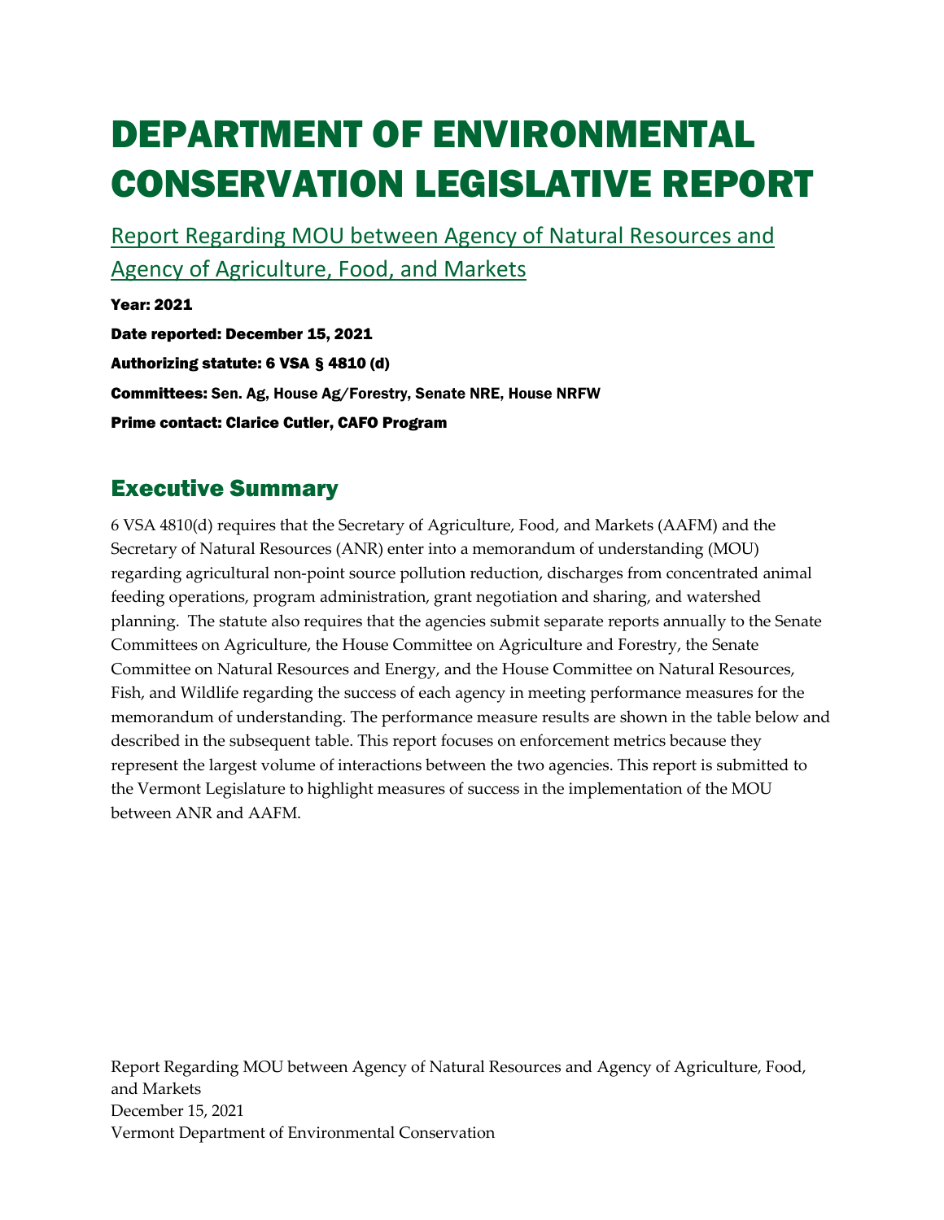# DEPARTMENT OF ENVIRONMENTAL CONSERVATION LEGISLATIVE REPORT

## Report Regarding MOU between Agency of Natural Resources and Agency of Agriculture, Food, and Markets

**Year: 2021**

**Date reported: December 15, 2021**

**Authorizing statute: 6 VSA § 4810 (d)**

**Committees:** Sen. Ag, House Ag/Forestry, Senate NRE, House NRFW

**Prime contact: Clarice Cutler, CAFO Program**

## Executive Summary

6 VSA 4810(d) requires that the Secretary of Agriculture, Food, and Markets (AAFM) and the Secretary of Natural Resources (ANR) enter into a memorandum of understanding (MOU) regarding agricultural non-point source pollution reduction, discharges from concentrated animal feeding operations, program administration, grant negotiation and sharing, and watershed planning. The statute also requires that the agencies submit separate reports annually to the Senate Committees on Agriculture, the House Committee on Agriculture and Forestry, the Senate Committee on Natural Resources and Energy, and the House Committee on Natural Resources, Fish, and Wildlife regarding the success of each agency in meeting performance measures for the memorandum of understanding. The performance measure results are shown in the table below and described in the subsequent table. This report focuses on enforcement metrics because they represent the largest volume of interactions between the two agencies. This report is submitted to the Vermont Legislature to highlight measures of success in the implementation of the MOU between ANR and AAFM.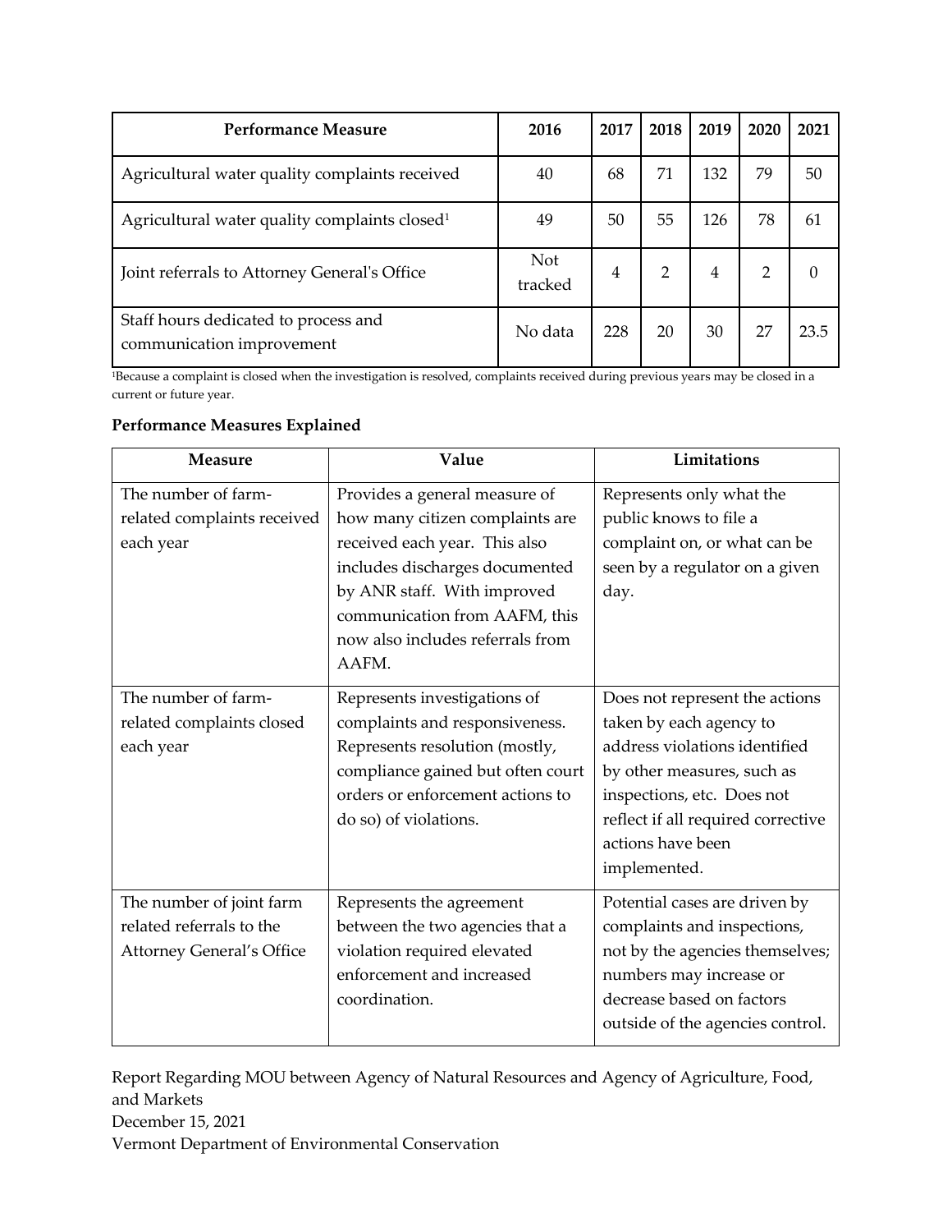| Performance Measure | 2016 | 2017 | 2018 | 2019 | 2020 | 2021 |
|---|---|---|---|---|---|---|
| Agricultural water quality complaints received | 40 | 68 | 71 | 132 | 79 | 50 |
| Agricultural water quality complaints closed[1] | 49 | 50 | 55 | 126 | 78 | 61 |
| Joint referrals to Attorney General's Office | Not tracked | 4 | 2 | 4 | 2 | 0 |
| Staff hours dedicated to process and communication improvement | No data | 228 | 20 | 30 | 27 | 23.5 |

[1]Because a complaint is closed when the investigation is resolved, complaints received during previous years may be closed in a current or future year.

**Performance Measures Explained**

| Measure | Value | Limitations |
|---|---|---|
| The number of farm-related complaints received each year | Provides a general measure of how many citizen complaints are received each year. This also includes discharges documented by ANR staff. With improved communication from AAFM, this now also includes referrals from AAFM. | Represents only what the public knows to file a complaint on, or what can be seen by a regulator on a given day. |
| The number of farm-related complaints closed each year | Represents investigations of complaints and responsiveness. Represents resolution (mostly, compliance gained but often court orders or enforcement actions to do so) of violations. | Does not represent the actions taken by each agency to address violations identified by other measures, such as inspections, etc. Does not reflect if all required corrective actions have been implemented. |
| The number of joint farm related referrals to the Attorney General's Office | Represents the agreement between the two agencies that a violation required elevated enforcement and increased coordination. | Potential cases are driven by complaints and inspections, not by the agencies themselves; numbers may increase or decrease based on factors outside of the agencies control. |

Report Regarding MOU between Agency of Natural Resources and Agency of Agriculture, Food, and Markets
December 15, 2021
Vermont Department of Environmental Conservation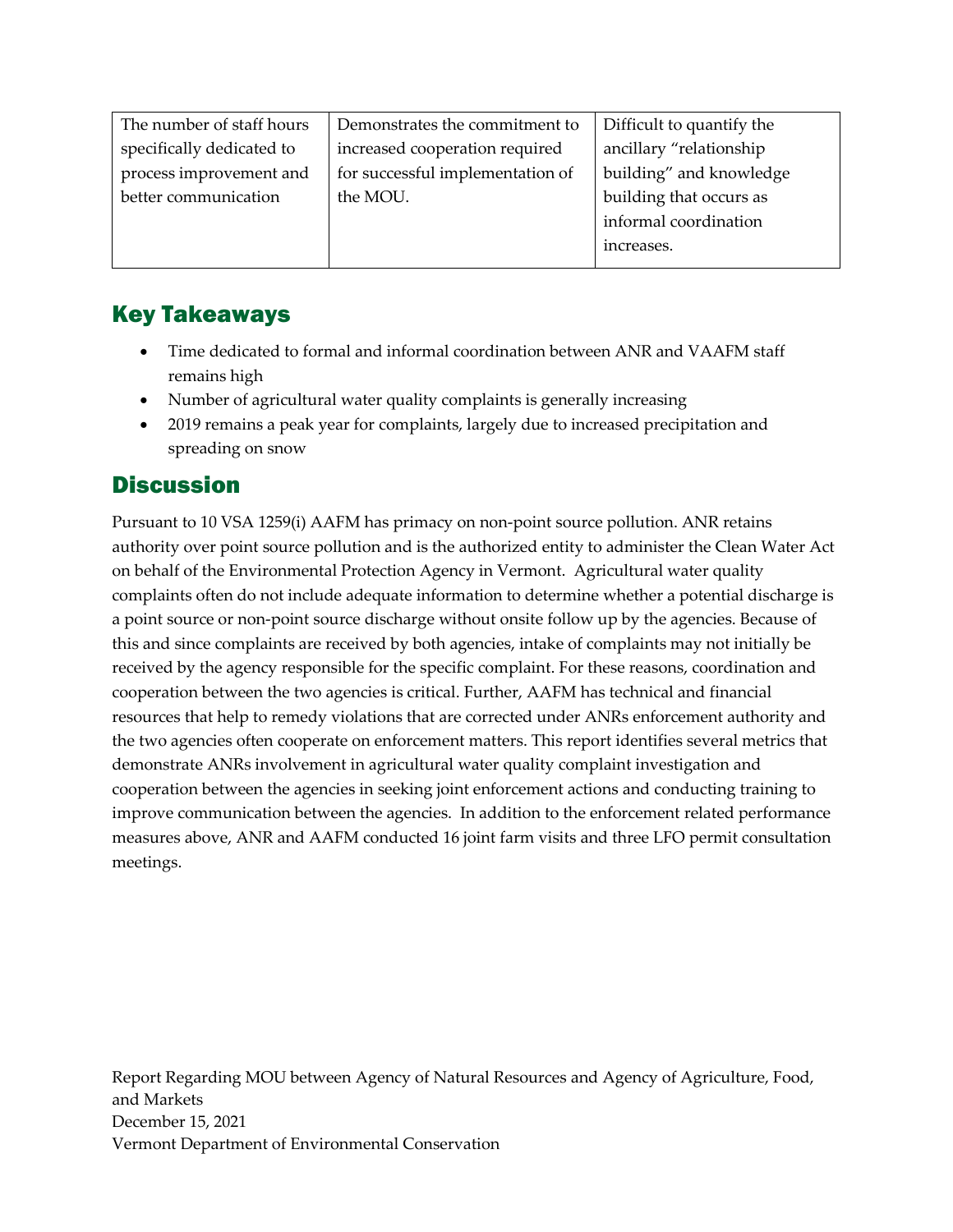| | | |
|---|---|---|
| The number of staff hours specifically dedicated to process improvement and better communication | Demonstrates the commitment to increased cooperation required for successful implementation of the MOU. | Difficult to quantify the ancillary "relationship building" and knowledge building that occurs as informal coordination increases. |

## Key Takeaways

- Time dedicated to formal and informal coordination between ANR and VAAFM staff remains high
- Number of agricultural water quality complaints is generally increasing
- 2019 remains a peak year for complaints, largely due to increased precipitation and spreading on snow

## Discussion

Pursuant to 10 VSA 1259(i) AAFM has primacy on non-point source pollution. ANR retains authority over point source pollution and is the authorized entity to administer the Clean Water Act on behalf of the Environmental Protection Agency in Vermont. Agricultural water quality complaints often do not include adequate information to determine whether a potential discharge is a point source or non-point source discharge without onsite follow up by the agencies. Because of this and since complaints are received by both agencies, intake of complaints may not initially be received by the agency responsible for the specific complaint. For these reasons, coordination and cooperation between the two agencies is critical. Further, AAFM has technical and financial resources that help to remedy violations that are corrected under ANRs enforcement authority and the two agencies often cooperate on enforcement matters. This report identifies several metrics that demonstrate ANRs involvement in agricultural water quality complaint investigation and cooperation between the agencies in seeking joint enforcement actions and conducting training to improve communication between the agencies. In addition to the enforcement related performance measures above, ANR and AAFM conducted 16 joint farm visits and three LFO permit consultation meetings.